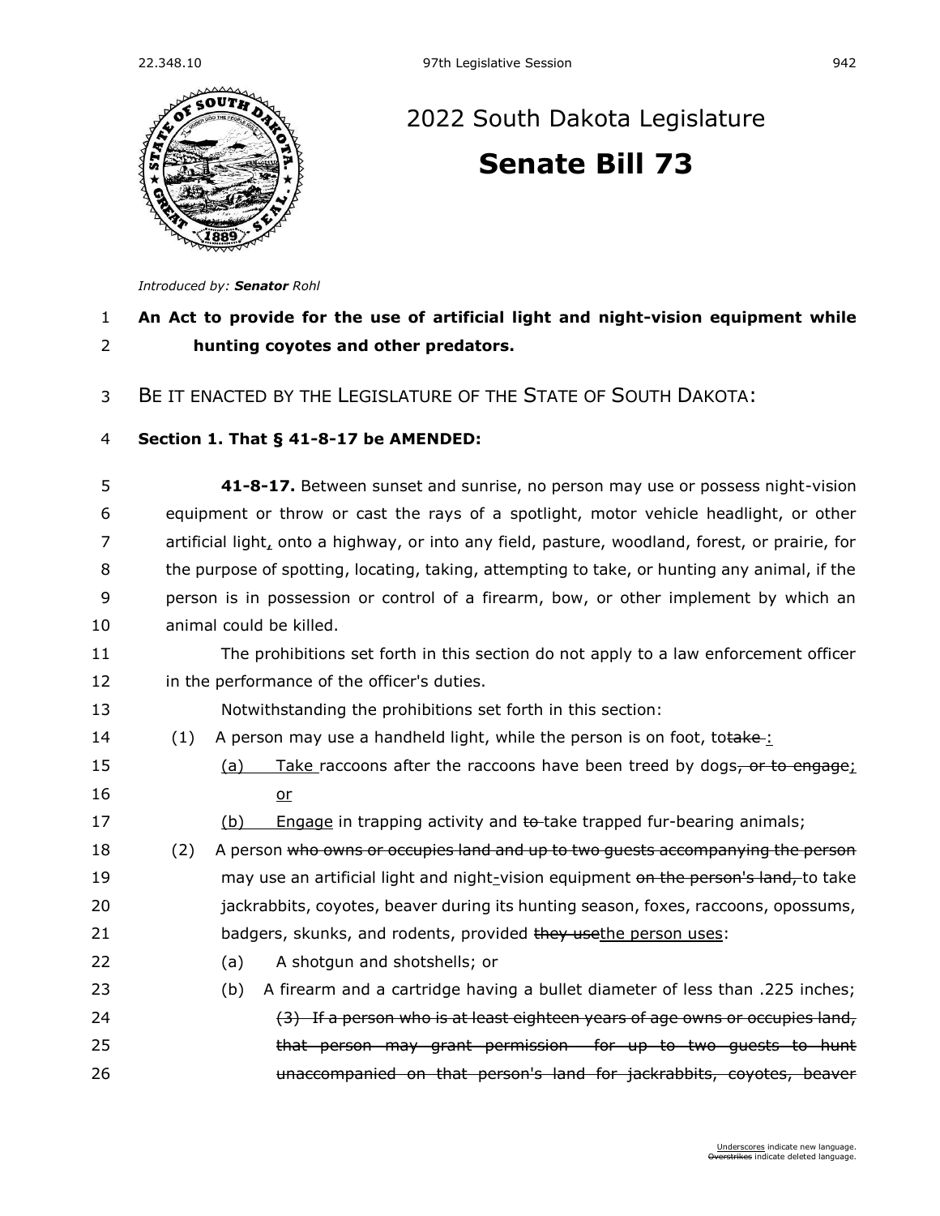# 2022 South Dakota Legislature

## Senate Bill 73

*Introduced by:* ***Senator** Rohl*

1 **An Act to provide for the use of artificial light and night-vision equipment while**
2 **hunting coyotes and other predators.**

3 BE IT ENACTED BY THE LEGISLATURE OF THE STATE OF SOUTH DAKOTA:

4 **Section 1. That § 41-8-17 be AMENDED:**

5 **41-8-17.** Between sunset and sunrise, no person may use or possess night-vision
6 equipment or throw or cast the rays of a spotlight, motor vehicle headlight, or other
7 artificial light, onto a highway, or into any field, pasture, woodland, forest, or prairie, for
8 the purpose of spotting, locating, taking, attempting to take, or hunting any animal, if the
9 person is in possession or control of a firearm, bow, or other implement by which an
10 animal could be killed.

11 The prohibitions set forth in this section do not apply to a law enforcement officer
12 in the performance of the officer's duties.

13 Notwithstanding the prohibitions set forth in this section:

14 (1) A person may use a handheld light, while the person is on foot, to~~take~~ :

15 (a) Take raccoons after the raccoons have been treed by dogs~~, or to engage~~;
16 or

17 (b) Engage in trapping activity and ~~to~~ take trapped fur-bearing animals;

18 (2) A person ~~who owns or occupies land and up to two guests accompanying the person~~
19 may use an artificial light and night-vision equipment ~~on the person's land,~~ to take
20 jackrabbits, coyotes, beaver during its hunting season, foxes, raccoons, opossums,
21 badgers, skunks, and rodents, provided ~~they use~~the person uses:

22 (a) A shotgun and shotshells; or

23 (b) A firearm and a cartridge having a bullet diameter of less than .225 inches;

24 ~~(3) If a person who is at least eighteen years of age owns or occupies land,~~
25 ~~that person may grant permission for up to two guests to hunt~~
26 ~~unaccompanied on that person's land for jackrabbits, coyotes, beaver~~

Underscores indicate new language.
~~Overstrikes~~ indicate deleted language.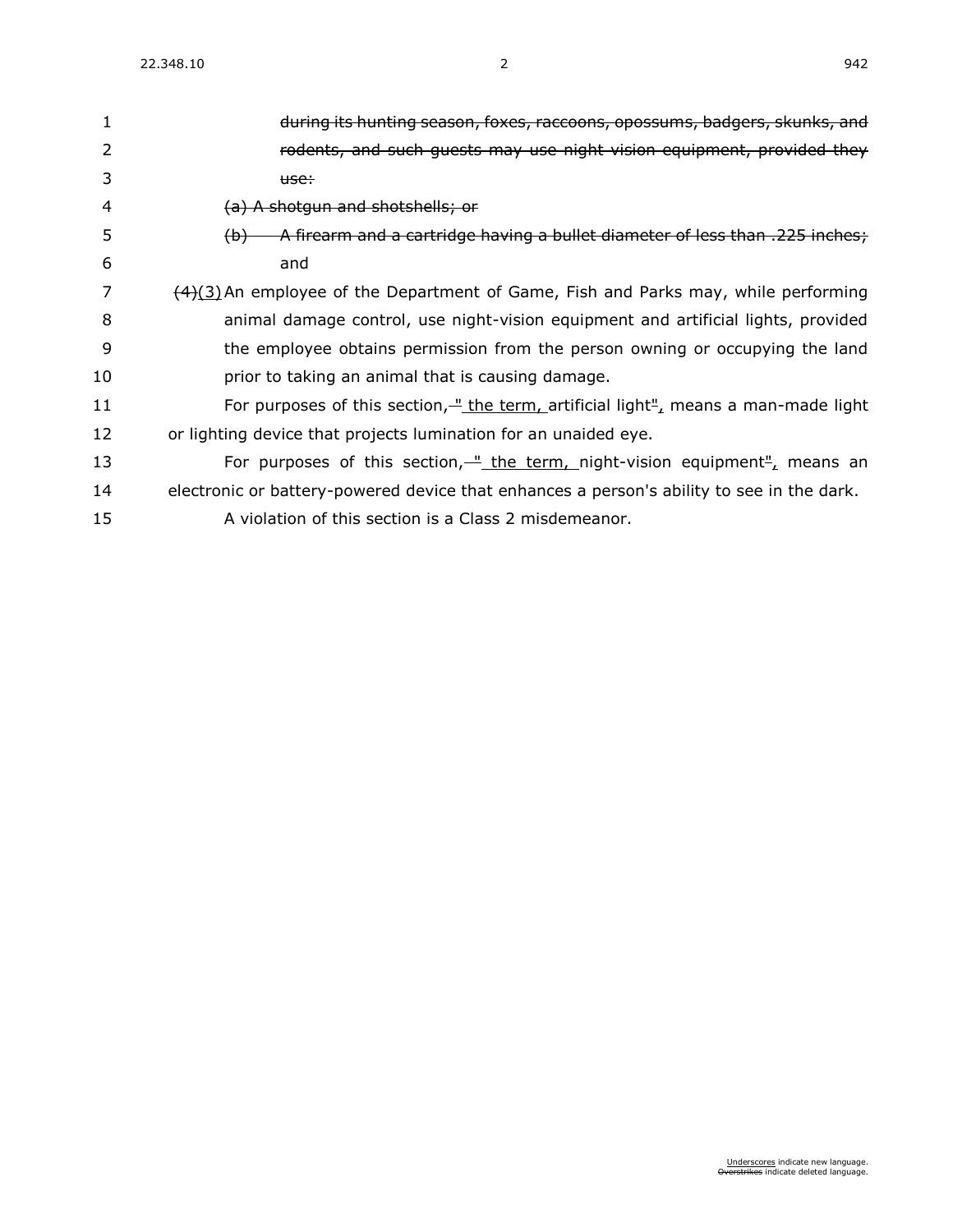~~during its hunting season, foxes, raccoons, opossums, badgers, skunks, and rodents, and such guests may use night vision equipment, provided they use:~~

~~(a) A shotgun and shotshells; or~~

~~(b) A firearm and a cartridge having a bullet diameter of less than .225 inches;~~ and

~~(4)~~(3) An employee of the Department of Game, Fish and Parks may, while performing animal damage control, use night-vision equipment and artificial lights, provided the employee obtains permission from the person owning or occupying the land prior to taking an animal that is causing damage.

For purposes of this section, ~~"~~ the term, artificial light~~"~~, means a man-made light or lighting device that projects lumination for an unaided eye.

For purposes of this section, ~~"~~ the term, night-vision equipment~~"~~, means an electronic or battery-powered device that enhances a person's ability to see in the dark.

A violation of this section is a Class 2 misdemeanor.

Underscores indicate new language.
~~Overstrikes~~ indicate deleted language.